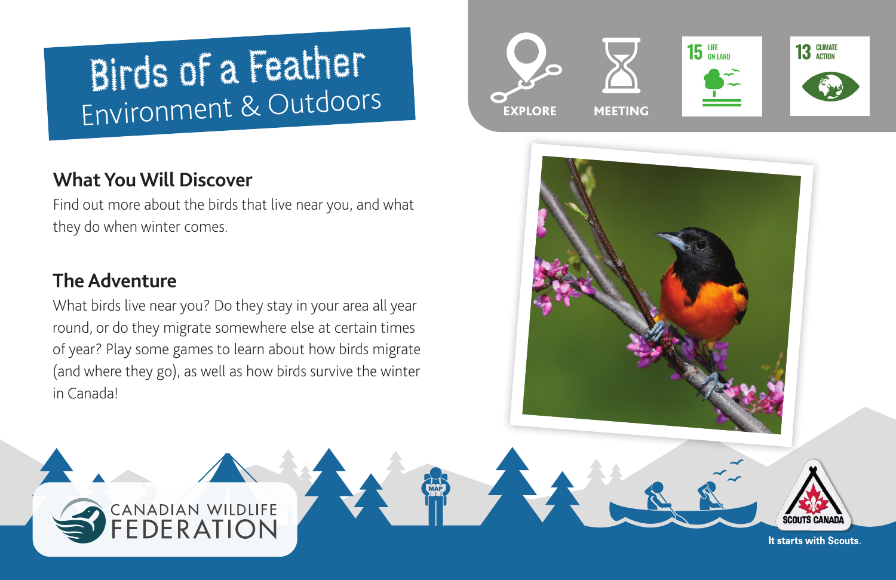# Birds of a Feather

## Environment & Outdoors

EXPLORE

MEETING

15 LIFE ON LAND

13 CLIMATE ACTION

### What You Will Discover

Find out more about the birds that live near you, and what they do when winter comes.

### The Adventure

What birds live near you? Do they stay in your area all year round, or do they migrate somewhere else at certain times of year? Play some games to learn about how birds migrate (and where they go), as well as how birds survive the winter in Canada!

CANADIAN WILDLIFE FEDERATION

SCOUTS CANADA

It starts with Scouts.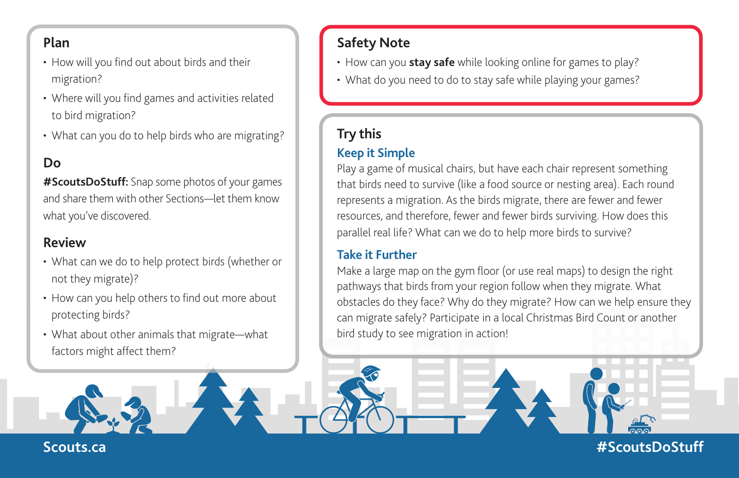## Plan

- How will you find out about birds and their migration?
- Where will you find games and activities related to bird migration?
- What can you do to help birds who are migrating?

## Do

**#ScoutsDoStuff:** Snap some photos of your games and share them with other Sections—let them know what you've discovered.

## Review

- What can we do to help protect birds (whether or not they migrate)?
- How can you help others to find out more about protecting birds?
- What about other animals that migrate—what factors might affect them?

## Safety Note

- How can you **stay safe** while looking online for games to play?
- What do you need to do to stay safe while playing your games?

## Try this

### Keep it Simple

Play a game of musical chairs, but have each chair represent something that birds need to survive (like a food source or nesting area). Each round represents a migration. As the birds migrate, there are fewer and fewer resources, and therefore, fewer and fewer birds surviving. How does this parallel real life? What can we do to help more birds to survive?

### Take it Further

Make a large map on the gym floor (or use real maps) to design the right pathways that birds from your region follow when they migrate. What obstacles do they face? Why do they migrate? How can we help ensure they can migrate safely? Participate in a local Christmas Bird Count or another bird study to see migration in action!

Scouts.ca

#ScoutsDoStuff